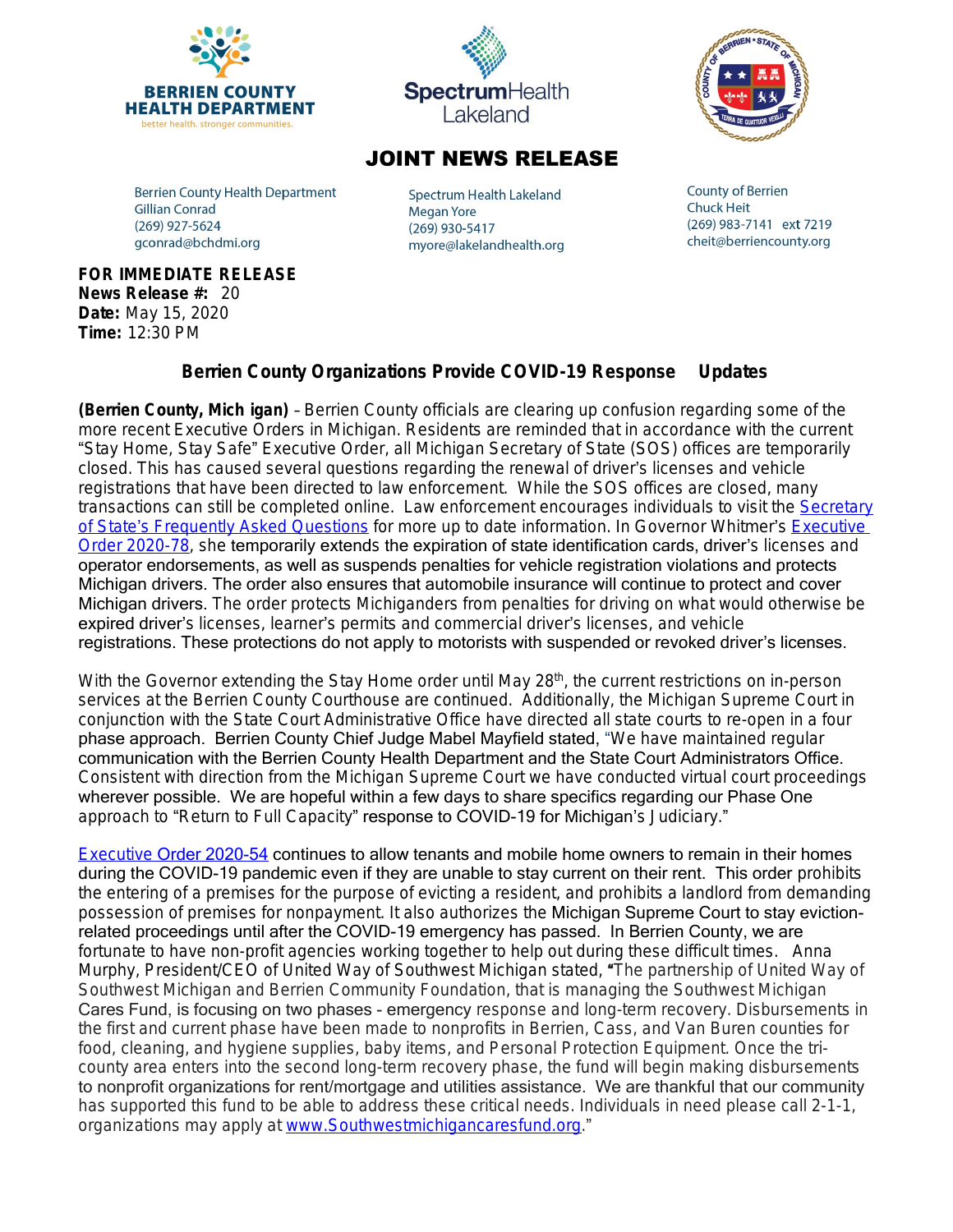BERRIEN COUNTY HEALTH DEPARTMENT
better health. stronger communities.

Spectrum Health Lakeland

# JOINT NEWS RELEASE

Berrien County Health Department
Gillian Conrad
(269) 927-5624
gconrad@bchdmi.org

Spectrum Health Lakeland
Megan Yore
(269) 930-5417
myore@lakelandhealth.org

County of Berrien
Chuck Heit
(269) 983-7141 ext 7219
cheit@berriencounty.org

**FOR IMMEDIATE RELEASE**
**News Release #:** 20
**Date:** May 15, 2020
**Time:** 12:30 PM

## Berrien County Organizations Provide COVID-19 Response Updates

**(Berrien County, Michigan)** – Berrien County officials are clearing up confusion regarding some of the more recent Executive Orders in Michigan. Residents are reminded that in accordance with the current "Stay Home, Stay Safe" Executive Order, all Michigan Secretary of State (SOS) offices are temporarily closed. This has caused several questions regarding the renewal of driver's licenses and vehicle registrations that have been directed to law enforcement. While the SOS offices are closed, many transactions can still be completed online. Law enforcement encourages individuals to visit the Secretary of State's Frequently Asked Questions for more up to date information. In Governor Whitmer's Executive Order 2020-78, she temporarily extends the expiration of state identification cards, driver's licenses and operator endorsements, as well as suspends penalties for vehicle registration violations and protects Michigan drivers. The order also ensures that automobile insurance will continue to protect and cover Michigan drivers. The order protects Michiganders from penalties for driving on what would otherwise be expired driver's licenses, learner's permits and commercial driver's licenses, and vehicle registrations. These protections do not apply to motorists with suspended or revoked driver's licenses.

With the Governor extending the Stay Home order until May 28th, the current restrictions on in-person services at the Berrien County Courthouse are continued. Additionally, the Michigan Supreme Court in conjunction with the State Court Administrative Office have directed all state courts to re-open in a four phase approach. Berrien County Chief Judge Mabel Mayfield stated, "We have maintained regular communication with the Berrien County Health Department and the State Court Administrators Office. Consistent with direction from the Michigan Supreme Court we have conducted virtual court proceedings wherever possible. We are hopeful within a few days to share specifics regarding our Phase One approach to "Return to Full Capacity" response to COVID-19 for Michigan's Judiciary."

Executive Order 2020-54 continues to allow tenants and mobile home owners to remain in their homes during the COVID-19 pandemic even if they are unable to stay current on their rent. This order prohibits the entering of a premises for the purpose of evicting a resident, and prohibits a landlord from demanding possession of premises for nonpayment. It also authorizes the Michigan Supreme Court to stay eviction-related proceedings until after the COVID-19 emergency has passed. In Berrien County, we are fortunate to have non-profit agencies working together to help out during these difficult times. Anna Murphy, President/CEO of United Way of Southwest Michigan stated, "The partnership of United Way of Southwest Michigan and Berrien Community Foundation, that is managing the Southwest Michigan Cares Fund, is focusing on two phases - emergency response and long-term recovery. Disbursements in the first and current phase have been made to nonprofits in Berrien, Cass, and Van Buren counties for food, cleaning, and hygiene supplies, baby items, and Personal Protection Equipment. Once the tri-county area enters into the second long-term recovery phase, the fund will begin making disbursements to nonprofit organizations for rent/mortgage and utilities assistance. We are thankful that our community has supported this fund to be able to address these critical needs. Individuals in need please call 2-1-1, organizations may apply at www.Southwestmichigancaresfund.org."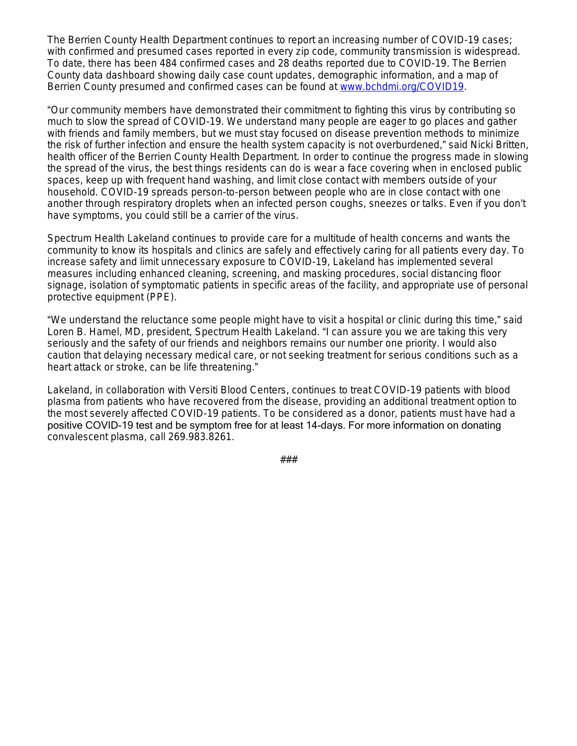The Berrien County Health Department continues to report an increasing number of COVID-19 cases; with confirmed and presumed cases reported in every zip code, community transmission is widespread. To date, there has been 484 confirmed cases and 28 deaths reported due to COVID-19. The Berrien County data dashboard showing daily case count updates, demographic information, and a map of Berrien County presumed and confirmed cases can be found at [www.bchdmi.org/COVID19](http://www.bchdmi.org/COVID19).

"Our community members have demonstrated their commitment to fighting this virus by contributing so much to slow the spread of COVID-19. We understand many people are eager to go places and gather with friends and family members, but we must stay focused on disease prevention methods to minimize the risk of further infection and ensure the health system capacity is not overburdened," said Nicki Britten, health officer of the Berrien County Health Department. In order to continue the progress made in slowing the spread of the virus, the best things residents can do is wear a face covering when in enclosed public spaces, keep up with frequent hand washing, and limit close contact with members outside of your household. COVID-19 spreads person-to-person between people who are in close contact with one another through respiratory droplets when an infected person coughs, sneezes or talks. Even if you don't have symptoms, you could still be a carrier of the virus.

Spectrum Health Lakeland continues to provide care for a multitude of health concerns and wants the community to know its hospitals and clinics are safely and effectively caring for all patients every day. To increase safety and limit unnecessary exposure to COVID-19, Lakeland has implemented several measures including enhanced cleaning, screening, and masking procedures, social distancing floor signage, isolation of symptomatic patients in specific areas of the facility, and appropriate use of personal protective equipment (PPE).

"We understand the reluctance some people might have to visit a hospital or clinic during this time," said Loren B. Hamel, MD, president, Spectrum Health Lakeland. "I can assure you we are taking this very seriously and the safety of our friends and neighbors remains our number one priority. I would also caution that delaying necessary medical care, or not seeking treatment for serious conditions such as a heart attack or stroke, can be life threatening."

Lakeland, in collaboration with Versiti Blood Centers, continues to treat COVID-19 patients with blood plasma from patients who have recovered from the disease, providing an additional treatment option to the most severely affected COVID-19 patients. To be considered as a donor, patients must have had a positive COVID-19 test and be symptom free for at least 14-days. For more information on donating convalescent plasma, call 269.983.8261.

###